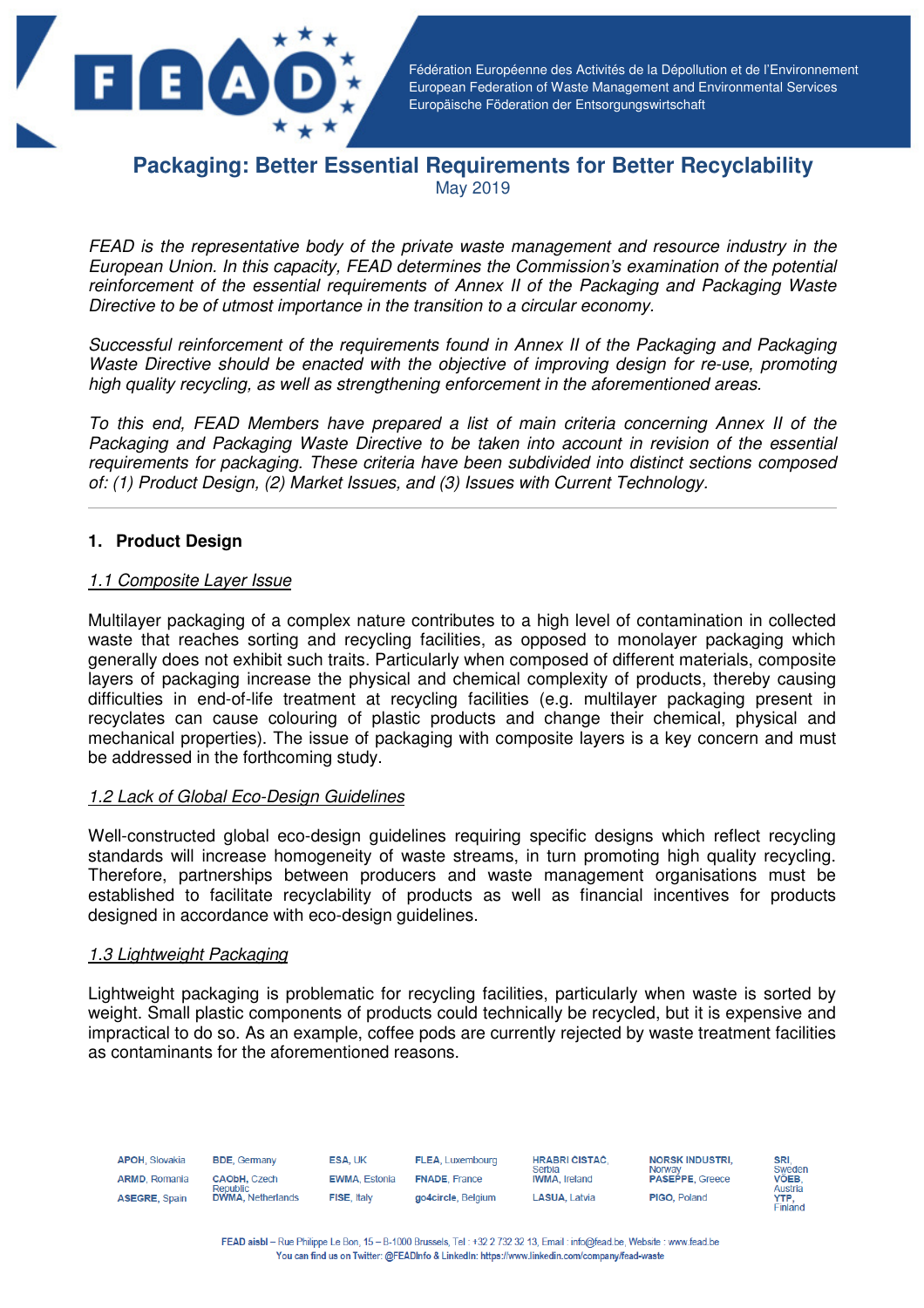Fédération Européenne des Activités de la Dépollution et de l'Environnement
European Federation of Waste Management and Environmental Services
Europäische Föderation der Entsorgungswirtschaft

# Packaging: Better Essential Requirements for Better Recyclability

May 2019

*FEAD is the representative body of the private waste management and resource industry in the European Union. In this capacity, FEAD determines the Commission's examination of the potential reinforcement of the essential requirements of Annex II of the Packaging and Packaging Waste Directive to be of utmost importance in the transition to a circular economy.*

*Successful reinforcement of the requirements found in Annex II of the Packaging and Packaging Waste Directive should be enacted with the objective of improving design for re-use, promoting high quality recycling, as well as strengthening enforcement in the aforementioned areas.*

*To this end, FEAD Members have prepared a list of main criteria concerning Annex II of the Packaging and Packaging Waste Directive to be taken into account in revision of the essential requirements for packaging. These criteria have been subdivided into distinct sections composed of: (1) Product Design, (2) Market Issues, and (3) Issues with Current Technology.*

---

## 1. Product Design

### 1.1 Composite Layer Issue

Multilayer packaging of a complex nature contributes to a high level of contamination in collected waste that reaches sorting and recycling facilities, as opposed to monolayer packaging which generally does not exhibit such traits. Particularly when composed of different materials, composite layers of packaging increase the physical and chemical complexity of products, thereby causing difficulties in end-of-life treatment at recycling facilities (e.g. multilayer packaging present in recyclates can cause colouring of plastic products and change their chemical, physical and mechanical properties). The issue of packaging with composite layers is a key concern and must be addressed in the forthcoming study.

### 1.2 Lack of Global Eco-Design Guidelines

Well-constructed global eco-design guidelines requiring specific designs which reflect recycling standards will increase homogeneity of waste streams, in turn promoting high quality recycling. Therefore, partnerships between producers and waste management organisations must be established to facilitate recyclability of products as well as financial incentives for products designed in accordance with eco-design guidelines.

### 1.3 Lightweight Packaging

Lightweight packaging is problematic for recycling facilities, particularly when waste is sorted by weight. Small plastic components of products could technically be recycled, but it is expensive and impractical to do so. As an example, coffee pods are currently rejected by waste treatment facilities as contaminants for the aforementioned reasons.

**APOH**, Slovakia · **ARMD**, Romania · **ASEGRE**, Spain · **BDE**, Germany · **CAObH**, Czech Republic · **DWMA**, Netherlands · **ESA**, UK · **EWMA**, Estonia · **FISE**, Italy · **FLEA**, Luxembourg · **FNADE**, France · **go4circle**, Belgium · **HRABRI ČISTAČ**, Serbia · **IWMA**, Ireland · **LASUA**, Latvia · **NORSK INDUSTRI**, Norway · **PASEPPE**, Greece · **PIGO**, Poland · **SRI**, Sweden · **VÖEB**, Austria · **YTP**, Finland

FEAD aisbl – Rue Philippe Le Bon, 15 – B-1000 Brussels, Tel : +32 2 732 32 13, Email : info@fead.be, Website : www.fead.be
You can find us on Twitter: @FEADInfo & LinkedIn: https://www.linkedin.com/company/fead-waste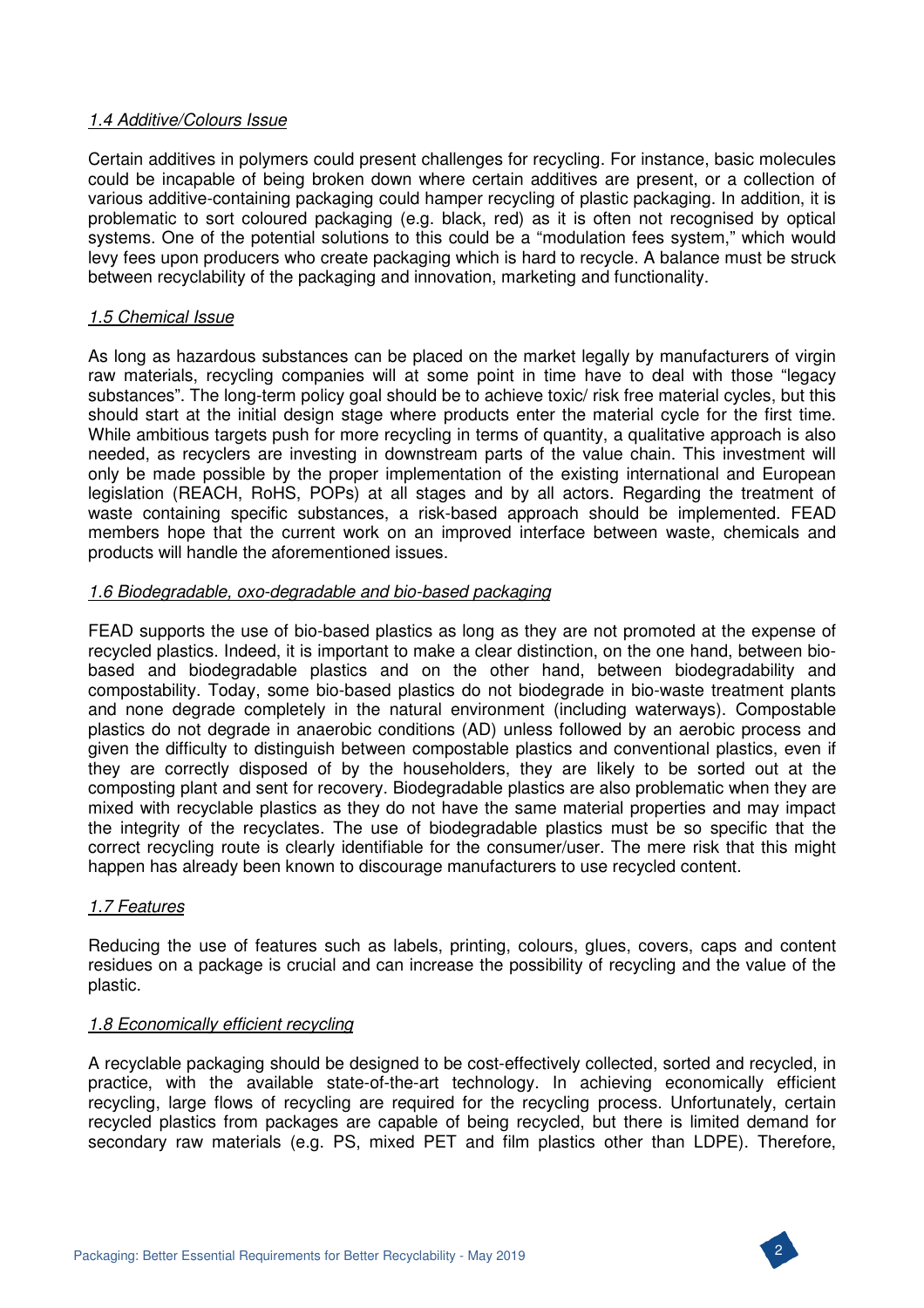*1.4 Additive/Colours Issue*

Certain additives in polymers could present challenges for recycling. For instance, basic molecules could be incapable of being broken down where certain additives are present, or a collection of various additive-containing packaging could hamper recycling of plastic packaging. In addition, it is problematic to sort coloured packaging (e.g. black, red) as it is often not recognised by optical systems. One of the potential solutions to this could be a "modulation fees system," which would levy fees upon producers who create packaging which is hard to recycle. A balance must be struck between recyclability of the packaging and innovation, marketing and functionality.

*1.5 Chemical Issue*

As long as hazardous substances can be placed on the market legally by manufacturers of virgin raw materials, recycling companies will at some point in time have to deal with those "legacy substances". The long-term policy goal should be to achieve toxic/ risk free material cycles, but this should start at the initial design stage where products enter the material cycle for the first time. While ambitious targets push for more recycling in terms of quantity, a qualitative approach is also needed, as recyclers are investing in downstream parts of the value chain. This investment will only be made possible by the proper implementation of the existing international and European legislation (REACH, RoHS, POPs) at all stages and by all actors. Regarding the treatment of waste containing specific substances, a risk-based approach should be implemented. FEAD members hope that the current work on an improved interface between waste, chemicals and products will handle the aforementioned issues.

*1.6 Biodegradable, oxo-degradable and bio-based packaging*

FEAD supports the use of bio-based plastics as long as they are not promoted at the expense of recycled plastics. Indeed, it is important to make a clear distinction, on the one hand, between bio-based and biodegradable plastics and on the other hand, between biodegradability and compostability. Today, some bio-based plastics do not biodegrade in bio-waste treatment plants and none degrade completely in the natural environment (including waterways). Compostable plastics do not degrade in anaerobic conditions (AD) unless followed by an aerobic process and given the difficulty to distinguish between compostable plastics and conventional plastics, even if they are correctly disposed of by the householders, they are likely to be sorted out at the composting plant and sent for recovery. Biodegradable plastics are also problematic when they are mixed with recyclable plastics as they do not have the same material properties and may impact the integrity of the recyclates. The use of biodegradable plastics must be so specific that the correct recycling route is clearly identifiable for the consumer/user. The mere risk that this might happen has already been known to discourage manufacturers to use recycled content.

*1.7 Features*

Reducing the use of features such as labels, printing, colours, glues, covers, caps and content residues on a package is crucial and can increase the possibility of recycling and the value of the plastic.

*1.8 Economically efficient recycling*

A recyclable packaging should be designed to be cost-effectively collected, sorted and recycled, in practice, with the available state-of-the-art technology. In achieving economically efficient recycling, large flows of recycling are required for the recycling process. Unfortunately, certain recycled plastics from packages are capable of being recycled, but there is limited demand for secondary raw materials (e.g. PS, mixed PET and film plastics other than LDPE). Therefore,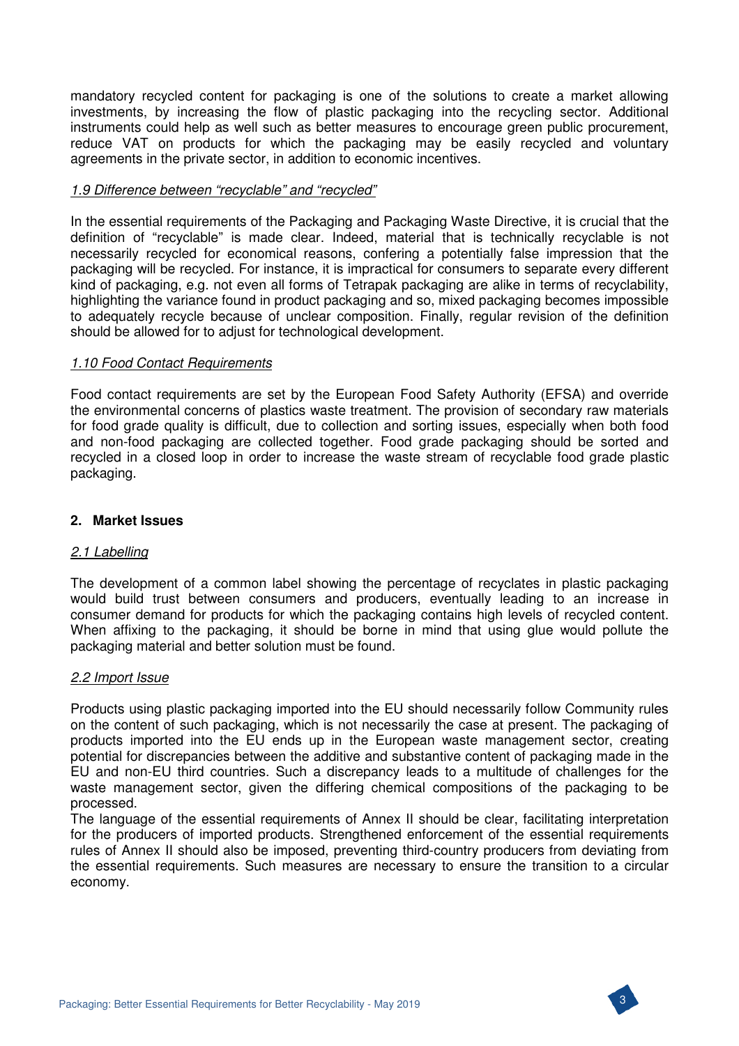mandatory recycled content for packaging is one of the solutions to create a market allowing investments, by increasing the flow of plastic packaging into the recycling sector. Additional instruments could help as well such as better measures to encourage green public procurement, reduce VAT on products for which the packaging may be easily recycled and voluntary agreements in the private sector, in addition to economic incentives.

*1.9 Difference between "recyclable" and "recycled"*

In the essential requirements of the Packaging and Packaging Waste Directive, it is crucial that the definition of "recyclable" is made clear. Indeed, material that is technically recyclable is not necessarily recycled for economical reasons, confering a potentially false impression that the packaging will be recycled. For instance, it is impractical for consumers to separate every different kind of packaging, e.g. not even all forms of Tetrapak packaging are alike in terms of recyclability, highlighting the variance found in product packaging and so, mixed packaging becomes impossible to adequately recycle because of unclear composition. Finally, regular revision of the definition should be allowed for to adjust for technological development.

*1.10 Food Contact Requirements*

Food contact requirements are set by the European Food Safety Authority (EFSA) and override the environmental concerns of plastics waste treatment. The provision of secondary raw materials for food grade quality is difficult, due to collection and sorting issues, especially when both food and non-food packaging are collected together. Food grade packaging should be sorted and recycled in a closed loop in order to increase the waste stream of recyclable food grade plastic packaging.

## 2. Market Issues

*2.1 Labelling*

The development of a common label showing the percentage of recyclates in plastic packaging would build trust between consumers and producers, eventually leading to an increase in consumer demand for products for which the packaging contains high levels of recycled content. When affixing to the packaging, it should be borne in mind that using glue would pollute the packaging material and better solution must be found.

*2.2 Import Issue*

Products using plastic packaging imported into the EU should necessarily follow Community rules on the content of such packaging, which is not necessarily the case at present. The packaging of products imported into the EU ends up in the European waste management sector, creating potential for discrepancies between the additive and substantive content of packaging made in the EU and non-EU third countries. Such a discrepancy leads to a multitude of challenges for the waste management sector, given the differing chemical compositions of the packaging to be processed.

The language of the essential requirements of Annex II should be clear, facilitating interpretation for the producers of imported products. Strengthened enforcement of the essential requirements rules of Annex II should also be imposed, preventing third-country producers from deviating from the essential requirements. Such measures are necessary to ensure the transition to a circular economy.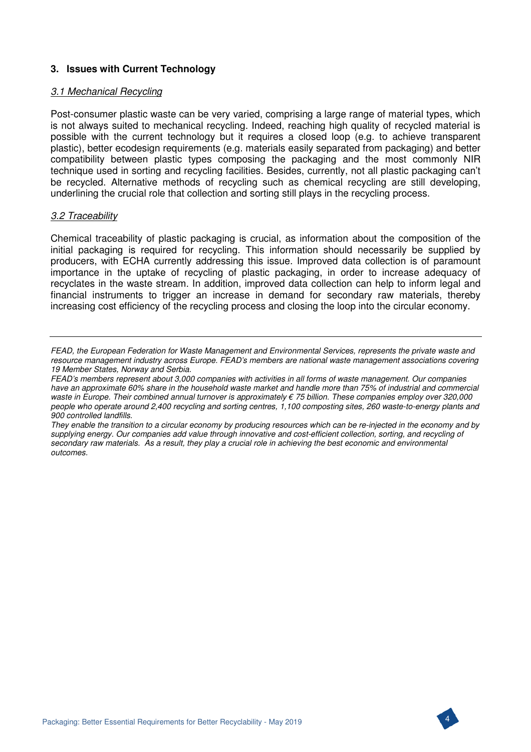## 3. Issues with Current Technology

### *3.1 Mechanical Recycling*

Post-consumer plastic waste can be very varied, comprising a large range of material types, which is not always suited to mechanical recycling. Indeed, reaching high quality of recycled material is possible with the current technology but it requires a closed loop (e.g. to achieve transparent plastic), better ecodesign requirements (e.g. materials easily separated from packaging) and better compatibility between plastic types composing the packaging and the most commonly NIR technique used in sorting and recycling facilities. Besides, currently, not all plastic packaging can't be recycled. Alternative methods of recycling such as chemical recycling are still developing, underlining the crucial role that collection and sorting still plays in the recycling process.

### *3.2 Traceability*

Chemical traceability of plastic packaging is crucial, as information about the composition of the initial packaging is required for recycling. This information should necessarily be supplied by producers, with ECHA currently addressing this issue. Improved data collection is of paramount importance in the uptake of recycling of plastic packaging, in order to increase adequacy of recyclates in the waste stream. In addition, improved data collection can help to inform legal and financial instruments to trigger an increase in demand for secondary raw materials, thereby increasing cost efficiency of the recycling process and closing the loop into the circular economy.

---

*FEAD, the European Federation for Waste Management and Environmental Services, represents the private waste and resource management industry across Europe. FEAD's members are national waste management associations covering 19 Member States, Norway and Serbia.*

*FEAD's members represent about 3,000 companies with activities in all forms of waste management. Our companies have an approximate 60% share in the household waste market and handle more than 75% of industrial and commercial waste in Europe. Their combined annual turnover is approximately € 75 billion. These companies employ over 320,000 people who operate around 2,400 recycling and sorting centres, 1,100 composting sites, 260 waste-to-energy plants and 900 controlled landfills.*

*They enable the transition to a circular economy by producing resources which can be re-injected in the economy and by supplying energy. Our companies add value through innovative and cost-efficient collection, sorting, and recycling of secondary raw materials. As a result, they play a crucial role in achieving the best economic and environmental outcomes.*